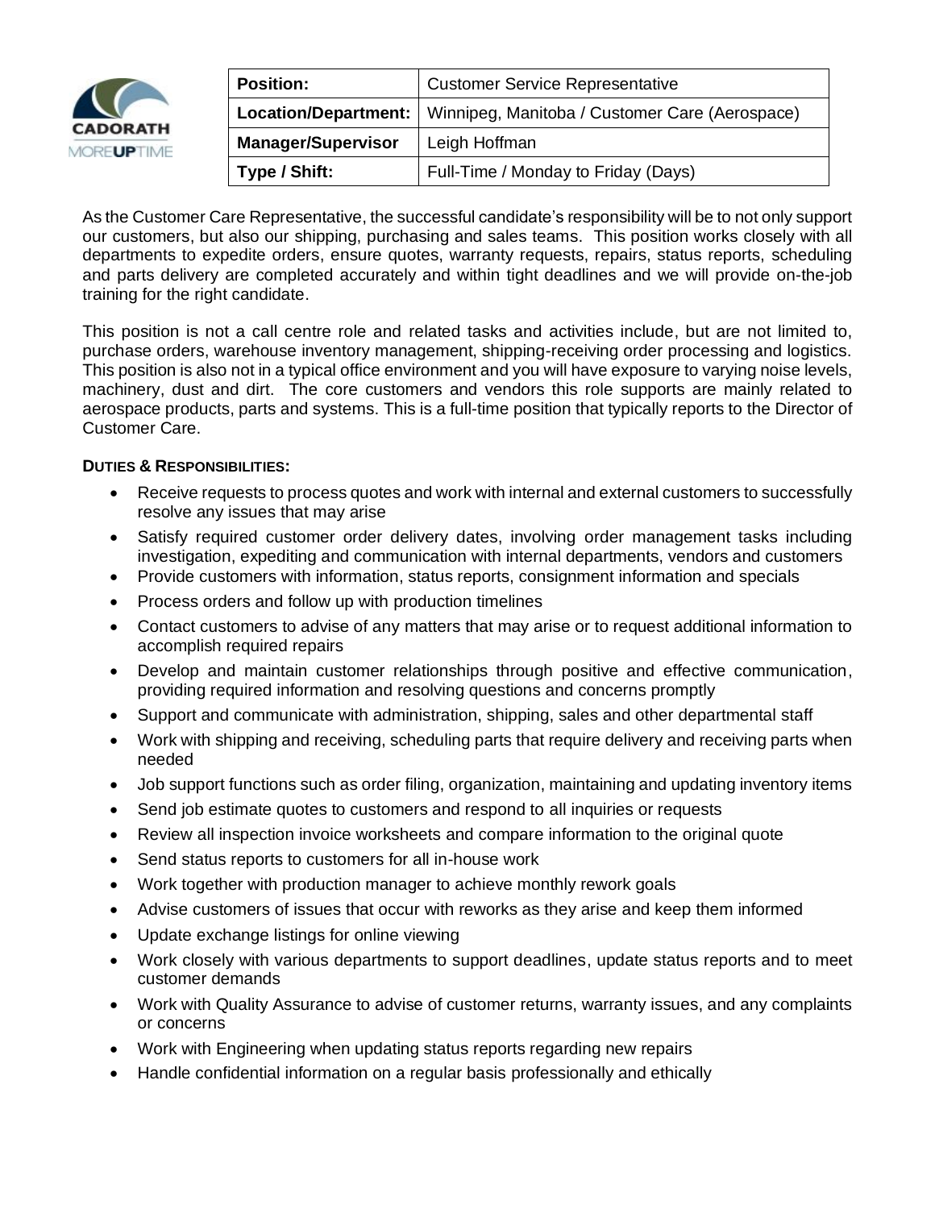| | |
|---|---|
| **Position:** | Customer Service Representative |
| **Location/Department:** | Winnipeg, Manitoba / Customer Care (Aerospace) |
| **Manager/Supervisor** | Leigh Hoffman |
| **Type / Shift:** | Full-Time / Monday to Friday (Days) |

As the Customer Care Representative, the successful candidate's responsibility will be to not only support our customers, but also our shipping, purchasing and sales teams. This position works closely with all departments to expedite orders, ensure quotes, warranty requests, repairs, status reports, scheduling and parts delivery are completed accurately and within tight deadlines and we will provide on-the-job training for the right candidate.

This position is not a call centre role and related tasks and activities include, but are not limited to, purchase orders, warehouse inventory management, shipping-receiving order processing and logistics. This position is also not in a typical office environment and you will have exposure to varying noise levels, machinery, dust and dirt. The core customers and vendors this role supports are mainly related to aerospace products, parts and systems. This is a full-time position that typically reports to the Director of Customer Care.

**DUTIES & RESPONSIBILITIES:**

- Receive requests to process quotes and work with internal and external customers to successfully resolve any issues that may arise
- Satisfy required customer order delivery dates, involving order management tasks including investigation, expediting and communication with internal departments, vendors and customers
- Provide customers with information, status reports, consignment information and specials
- Process orders and follow up with production timelines
- Contact customers to advise of any matters that may arise or to request additional information to accomplish required repairs
- Develop and maintain customer relationships through positive and effective communication, providing required information and resolving questions and concerns promptly
- Support and communicate with administration, shipping, sales and other departmental staff
- Work with shipping and receiving, scheduling parts that require delivery and receiving parts when needed
- Job support functions such as order filing, organization, maintaining and updating inventory items
- Send job estimate quotes to customers and respond to all inquiries or requests
- Review all inspection invoice worksheets and compare information to the original quote
- Send status reports to customers for all in-house work
- Work together with production manager to achieve monthly rework goals
- Advise customers of issues that occur with reworks as they arise and keep them informed
- Update exchange listings for online viewing
- Work closely with various departments to support deadlines, update status reports and to meet customer demands
- Work with Quality Assurance to advise of customer returns, warranty issues, and any complaints or concerns
- Work with Engineering when updating status reports regarding new repairs
- Handle confidential information on a regular basis professionally and ethically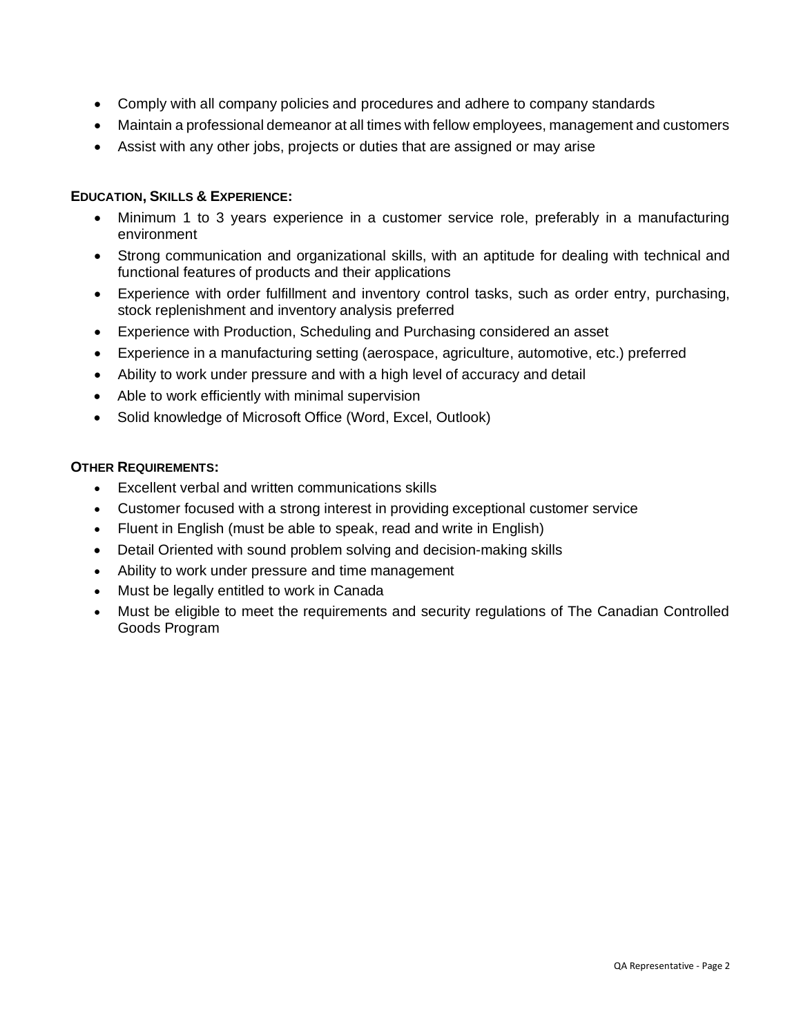- Comply with all company policies and procedures and adhere to company standards
- Maintain a professional demeanor at all times with fellow employees, management and customers
- Assist with any other jobs, projects or duties that are assigned or may arise

**EDUCATION, SKILLS & EXPERIENCE:**

- Minimum 1 to 3 years experience in a customer service role, preferably in a manufacturing environment
- Strong communication and organizational skills, with an aptitude for dealing with technical and functional features of products and their applications
- Experience with order fulfillment and inventory control tasks, such as order entry, purchasing, stock replenishment and inventory analysis preferred
- Experience with Production, Scheduling and Purchasing considered an asset
- Experience in a manufacturing setting (aerospace, agriculture, automotive, etc.) preferred
- Ability to work under pressure and with a high level of accuracy and detail
- Able to work efficiently with minimal supervision
- Solid knowledge of Microsoft Office (Word, Excel, Outlook)

**OTHER REQUIREMENTS:**

- Excellent verbal and written communications skills
- Customer focused with a strong interest in providing exceptional customer service
- Fluent in English (must be able to speak, read and write in English)
- Detail Oriented with sound problem solving and decision-making skills
- Ability to work under pressure and time management
- Must be legally entitled to work in Canada
- Must be eligible to meet the requirements and security regulations of The Canadian Controlled Goods Program